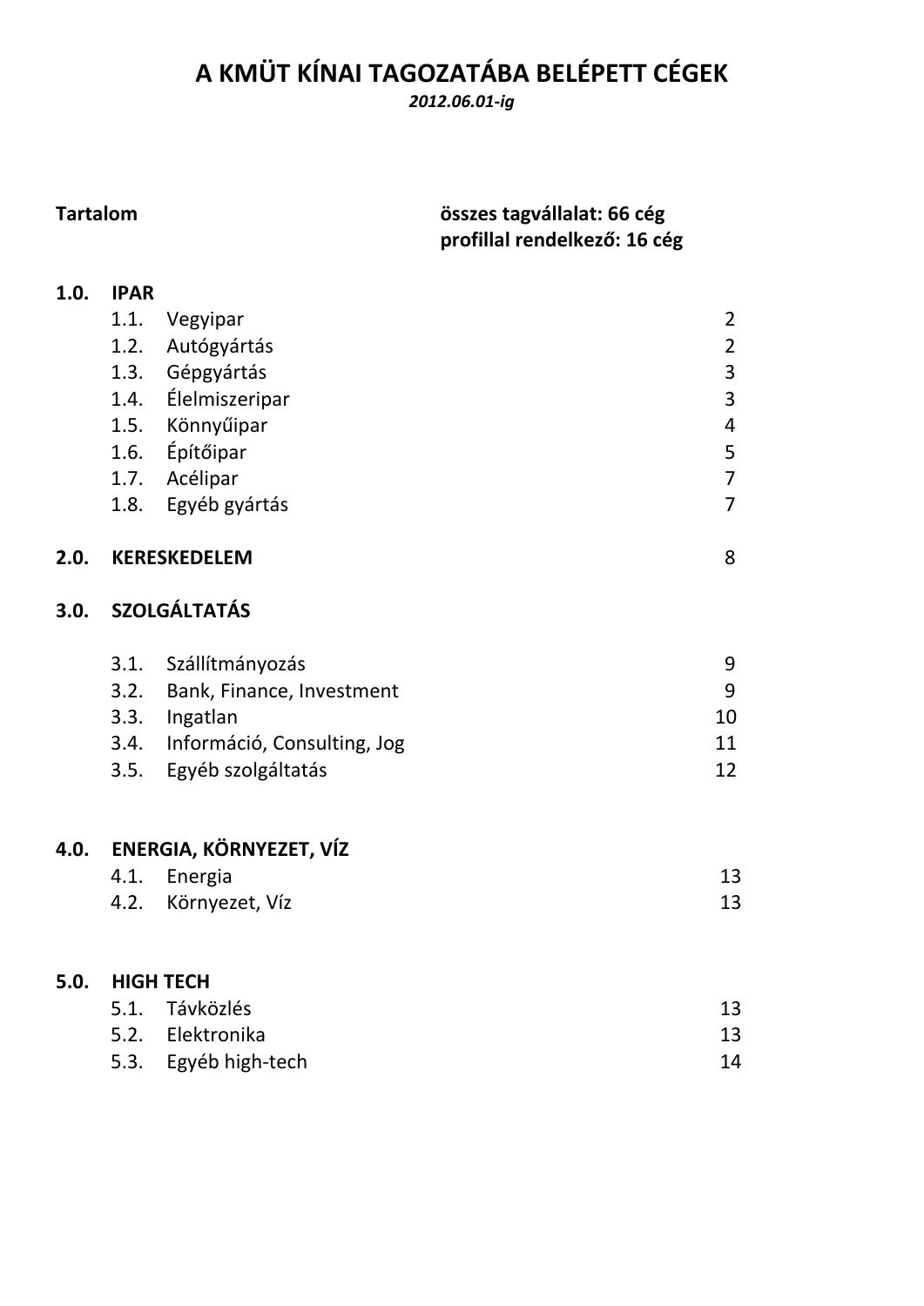# A KMÜT KÍNAI TAGOZATÁBA BELÉPETT CÉGEK

***2012.06.01-ig***

**Tartalom**

**összes tagvállalat: 66 cég**
**profillal rendelkező: 16 cég**

| | | | |
|---|---|---|---|
| **1.0.** | **IPAR** | | |
| | 1.1. | Vegyipar | 2 |
| | 1.2. | Autógyártás | 2 |
| | 1.3. | Gépgyártás | 3 |
| | 1.4. | Élelmiszeripar | 3 |
| | 1.5. | Könnyűipar | 4 |
| | 1.6. | Építőipar | 5 |
| | 1.7. | Acélipar | 7 |
| | 1.8. | Egyéb gyártás | 7 |
| **2.0.** | **KERESKEDELEM** | | 8 |
| **3.0.** | **SZOLGÁLTATÁS** | | |
| | 3.1. | Szállítmányozás | 9 |
| | 3.2. | Bank, Finance, Investment | 9 |
| | 3.3. | Ingatlan | 10 |
| | 3.4. | Információ, Consulting, Jog | 11 |
| | 3.5. | Egyéb szolgáltatás | 12 |
| **4.0.** | **ENERGIA, KÖRNYEZET, VÍZ** | | |
| | 4.1. | Energia | 13 |
| | 4.2. | Környezet, Víz | 13 |
| **5.0.** | **HIGH TECH** | | |
| | 5.1. | Távközlés | 13 |
| | 5.2. | Elektronika | 13 |
| | 5.3. | Egyéb high-tech | 14 |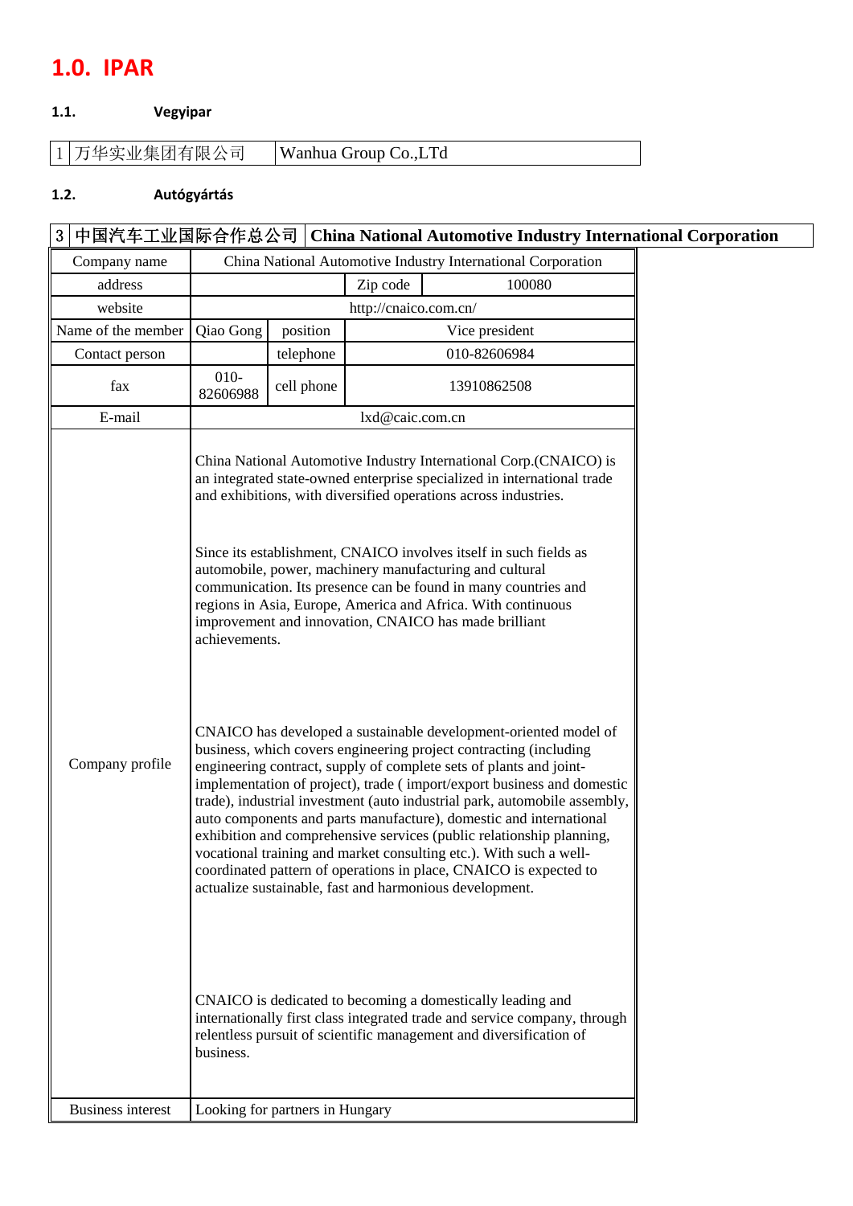# 1.0. IPAR

## 1.1. Vegyipar

| 1 | 万华实业集团有限公司 | Wanhua Group Co.,LTd |
|---|---|---|

## 1.2. Autógyártás

| 3 | 中国汽车工业国际合作总公司 | **China National Automotive Industry International Corporation** |
|---|---|---|

| Company name | China National Automotive Industry International Corporation | | | |
|---|---|---|---|---|
| address | | | Zip code | 100080 |
| website | http://cnaico.com.cn/ | | | |
| Name of the member | Qiao Gong | position | Vice president | |
| Contact person | | telephone | 010-82606984 | |
| fax | 010-82606988 | cell phone | 13910862508 | |
| E-mail | lxd@caic.com.cn | | | |
| Company profile | China National Automotive Industry International Corp.(CNAICO) is an integrated state-owned enterprise specialized in international trade and exhibitions, with diversified operations across industries.<br><br>Since its establishment, CNAICO involves itself in such fields as automobile, power, machinery manufacturing and cultural communication. Its presence can be found in many countries and regions in Asia, Europe, America and Africa. With continuous improvement and innovation, CNAICO has made brilliant achievements.<br><br>CNAICO has developed a sustainable development-oriented model of business, which covers engineering project contracting (including engineering contract, supply of complete sets of plants and joint-implementation of project), trade ( import/export business and domestic trade), industrial investment (auto industrial park, automobile assembly, auto components and parts manufacture), domestic and international exhibition and comprehensive services (public relationship planning, vocational training and market consulting etc.). With such a well-coordinated pattern of operations in place, CNAICO is expected to actualize sustainable, fast and harmonious development.<br><br>CNAICO is dedicated to becoming a domestically leading and internationally first class integrated trade and service company, through relentless pursuit of scientific management and diversification of business. | | | |
| Business interest | Looking for partners in Hungary | | | |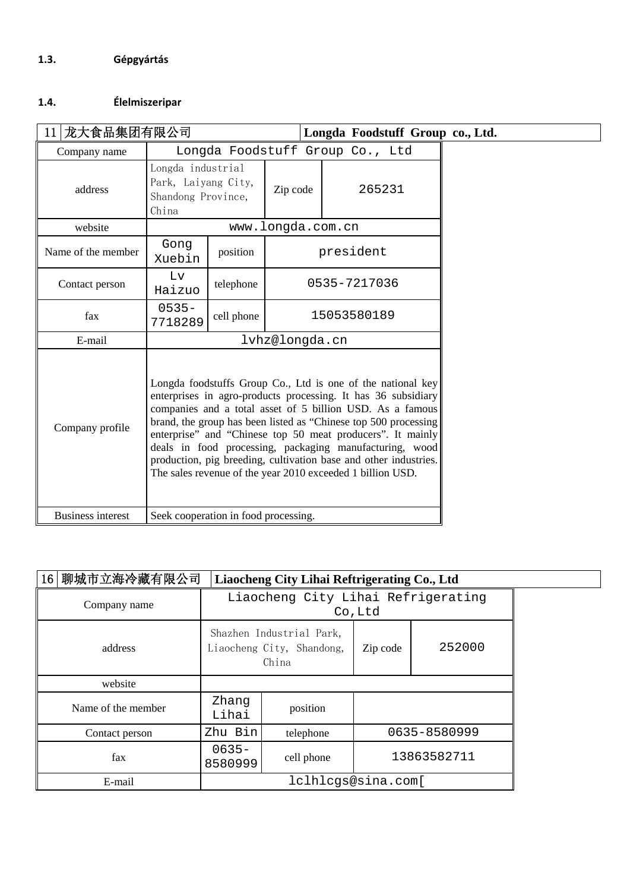### 1.3. Gépgyártás

### 1.4. Élelmiszeripar

| 11 龙大食品集团有限公司 | | Longda Foodstuff Group co., Ltd. | |
|---|---|---|---|
| Company name | Longda Foodstuff Group Co., Ltd | | |
| address | Longda industrial Park, Laiyang City, Shandong Province, China | Zip code | 265231 |
| website | www.longda.com.cn | | |
| Name of the member | Gong Xuebin | position | president |
| Contact person | Lv Haizuo | telephone | 0535-7217036 |
| fax | 0535-7718289 | cell phone | 15053580189 |
| E-mail | lvhz@longda.cn | | |
| Company profile | Longda foodstuffs Group Co., Ltd is one of the national key enterprises in agro-products processing. It has 36 subsidiary companies and a total asset of 5 billion USD. As a famous brand, the group has been listed as "Chinese top 500 processing enterprise" and "Chinese top 50 meat producers". It mainly deals in food processing, packaging manufacturing, wood production, pig breeding, cultivation base and other industries. The sales revenue of the year 2010 exceeded 1 billion USD. | | |
| Business interest | Seek cooperation in food processing. | | |

| 16 聊城市立海冷藏有限公司 | | Liaocheng City Lihai Reftrigerating Co., Ltd | |
|---|---|---|---|
| Company name | Liaocheng City Lihai Refrigerating Co,Ltd | | |
| address | Shazhen Industrial Park, Liaocheng City, Shandong, China | Zip code | 252000 |
| website | | | |
| Name of the member | Zhang Lihai | position | |
| Contact person | Zhu Bin | telephone | 0635-8580999 |
| fax | 0635-8580999 | cell phone | 13863582711 |
| E-mail | lclhlcgs@sina.com[ | | |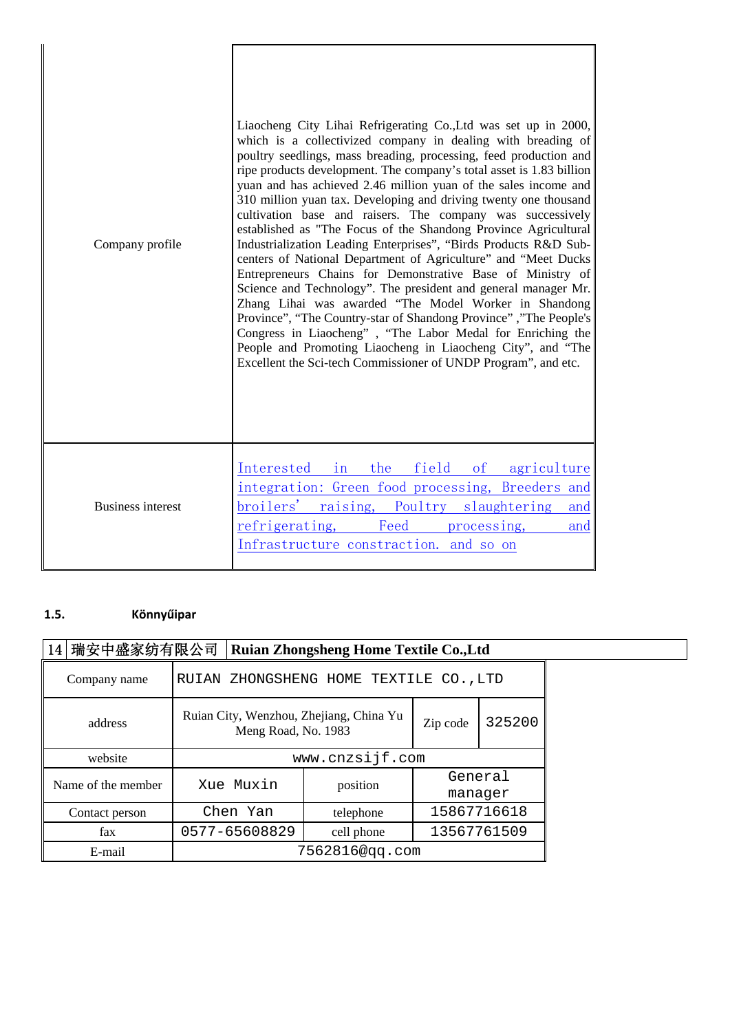| | |
|---|---|
| Company profile | Liaocheng City Lihai Refrigerating Co.,Ltd was set up in 2000, which is a collectivized company in dealing with breading of poultry seedlings, mass breading, processing, feed production and ripe products development. The company's total asset is 1.83 billion yuan and has achieved 2.46 million yuan of the sales income and 310 million yuan tax. Developing and driving twenty one thousand cultivation base and raisers. The company was successively established as "The Focus of the Shandong Province Agricultural Industrialization Leading Enterprises", "Birds Products R&D Sub-centers of National Department of Agriculture" and "Meet Ducks Entrepreneurs Chains for Demonstrative Base of Ministry of Science and Technology". The president and general manager Mr. Zhang Lihai was awarded "The Model Worker in Shandong Province", "The Country-star of Shandong Province" ,"The People's Congress in Liaocheng" , "The Labor Medal for Enriching the People and Promoting Liaocheng in Liaocheng City", and "The Excellent the Sci-tech Commissioner of UNDP Program", and etc. |
| Business interest | Interested in the field of agriculture integration: Green food processing, Breeders and broilers' raising, Poultry slaughtering and refrigerating, Feed processing, and Infrastructure constraction. and so on |

## 1.5. Könnyűipar

| 14 瑞安中盛家纺有限公司 | Ruian Zhongsheng Home Textile Co.,Ltd | | | |
|---|---|---|---|---|
| Company name | RUIAN ZHONGSHENG HOME TEXTILE CO.,LTD | | | |
| address | Ruian City, Wenzhou, Zhejiang, China Yu Meng Road, No. 1983 | | Zip code | 325200 |
| website | www.cnzsijf.com | | | |
| Name of the member | Xue Muxin | position | General manager | |
| Contact person | Chen Yan | telephone | 15867716618 | |
| fax | 0577-65608829 | cell phone | 13567761509 | |
| E-mail | 7562816@qq.com | | | |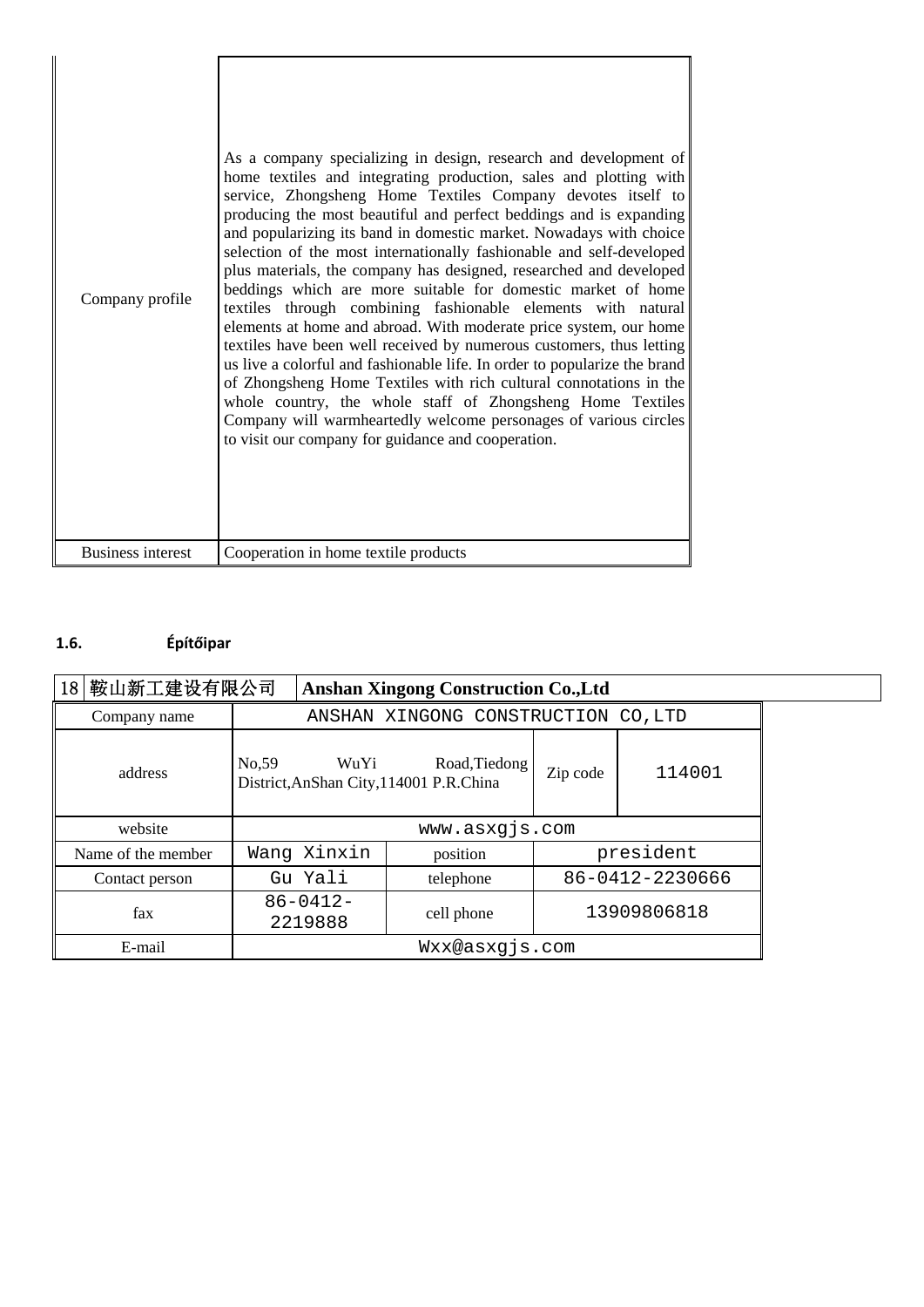| Company profile | As a company specializing in design, research and development of home textiles and integrating production, sales and plotting with service, Zhongsheng Home Textiles Company devotes itself to producing the most beautiful and perfect beddings and is expanding and popularizing its band in domestic market. Nowadays with choice selection of the most internationally fashionable and self-developed plus materials, the company has designed, researched and developed beddings which are more suitable for domestic market of home textiles through combining fashionable elements with natural elements at home and abroad. With moderate price system, our home textiles have been well received by numerous customers, thus letting us live a colorful and fashionable life. In order to popularize the brand of Zhongsheng Home Textiles with rich cultural connotations in the whole country, the whole staff of Zhongsheng Home Textiles Company will warmheartedly welcome personages of various circles to visit our company for guidance and cooperation. |
|---|---|
| Business interest | Cooperation in home textile products |

## 1.6. Építőipar

| 18 鞍山新工建设有限公司 | **Anshan Xingong Construction Co.,Ltd** | | |
|---|---|---|---|
| Company name | ANSHAN XINGONG CONSTRUCTION CO,LTD | | |
| address | No,59 WuYi Road,Tiedong District,AnShan City,114001 P.R.China | Zip code | 114001 |
| website | www.asxgjs.com | | |
| Name of the member | Wang Xinxin | position | president |
| Contact person | Gu Yali | telephone | 86-0412-2230666 |
| fax | 86-0412-2219888 | cell phone | 13909806818 |
| E-mail | Wxx@asxgjs.com | | |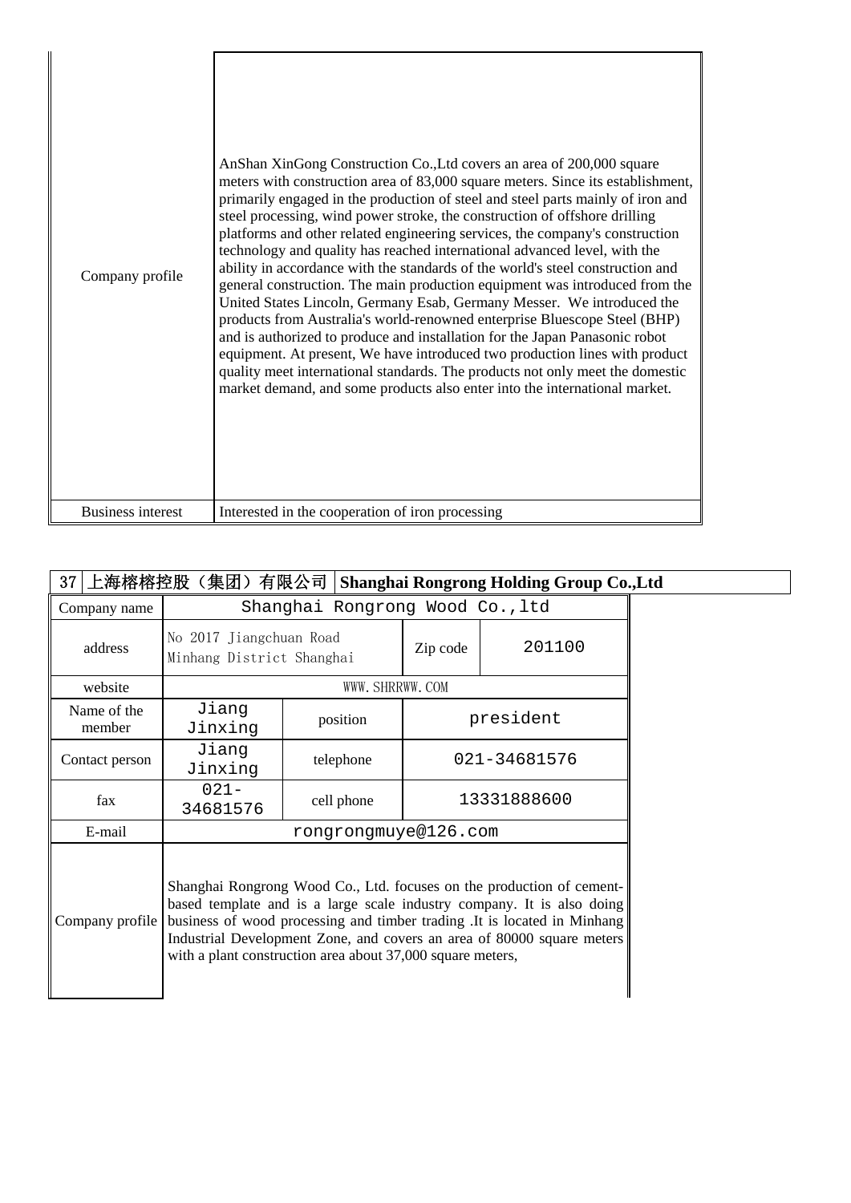| | |
|---|---|
| Company profile | AnShan XinGong Construction Co.,Ltd covers an area of 200,000 square meters with construction area of 83,000 square meters. Since its establishment, primarily engaged in the production of steel and steel parts mainly of iron and steel processing, wind power stroke, the construction of offshore drilling platforms and other related engineering services, the company's construction technology and quality has reached international advanced level, with the ability in accordance with the standards of the world's steel construction and general construction. The main production equipment was introduced from the United States Lincoln, Germany Esab, Germany Messer. We introduced the products from Australia's world-renowned enterprise Bluescope Steel (BHP) and is authorized to produce and installation for the Japan Panasonic robot equipment. At present, We have introduced two production lines with product quality meet international standards. The products not only meet the domestic market demand, and some products also enter into the international market. |
| Business interest | Interested in the cooperation of iron processing |

| 37 上海榕榕控股（集团）有限公司 | **Shanghai Rongrong Holding Group Co.,Ltd** | | |
|---|---|---|---|
| Company name | Shanghai Rongrong Wood Co.,ltd | | |
| address | No 2017 Jiangchuan Road Minhang District Shanghai | Zip code | 201100 |
| website | WWW.SHRRWW.COM | | |
| Name of the member | Jiang Jinxing | position | president |
| Contact person | Jiang Jinxing | telephone | 021-34681576 |
| fax | 021-34681576 | cell phone | 13331888600 |
| E-mail | rongrongmuye@126.com | | |
| Company profile | Shanghai Rongrong Wood Co., Ltd. focuses on the production of cement-based template and is a large scale industry company. It is also doing business of wood processing and timber trading .It is located in Minhang Industrial Development Zone, and covers an area of 80000 square meters with a plant construction area about 37,000 square meters, | | |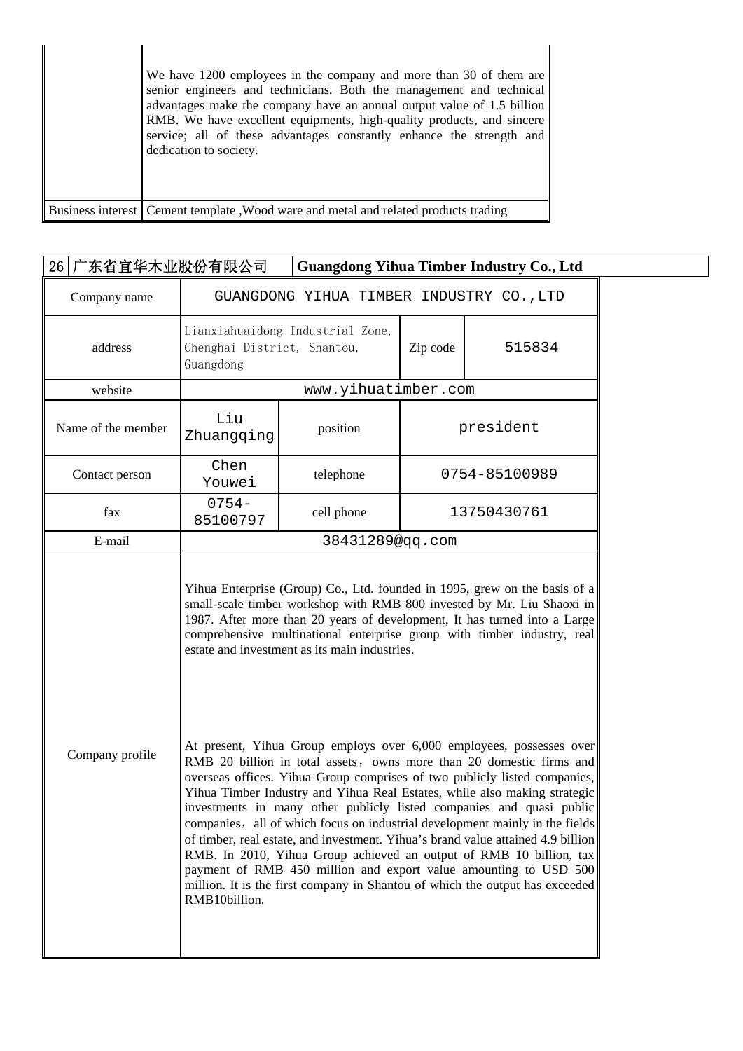| | |
|---|---|
| | We have 1200 employees in the company and more than 30 of them are senior engineers and technicians. Both the management and technical advantages make the company have an annual output value of 1.5 billion RMB. We have excellent equipments, high-quality products, and sincere service; all of these advantages constantly enhance the strength and dedication to society. |
| Business interest | Cement template ,Wood ware and metal and related products trading |

| 26 广东省宜华木业股份有限公司 | **Guangdong Yihua Timber Industry Co., Ltd** |
|---|---|

| | | | | |
|---|---|---|---|---|
| Company name | GUANGDONG YIHUA TIMBER INDUSTRY CO.,LTD | | | |
| address | Lianxiahuaidong Industrial Zone, Chenghai District, Shantou, Guangdong | | Zip code | 515834 |
| website | www.yihuatimber.com | | | |
| Name of the member | Liu Zhuangqing | position | president | |
| Contact person | Chen Youwei | telephone | 0754-85100989 | |
| fax | 0754-85100797 | cell phone | 13750430761 | |
| E-mail | 38431289@qq.com | | | |
| Company profile | Yihua Enterprise (Group) Co., Ltd. founded in 1995, grew on the basis of a small-scale timber workshop with RMB 800 invested by Mr. Liu Shaoxi in 1987. After more than 20 years of development, It has turned into a Large comprehensive multinational enterprise group with timber industry, real estate and investment as its main industries.<br><br>At present, Yihua Group employs over 6,000 employees, possesses over RMB 20 billion in total assets，owns more than 20 domestic firms and overseas offices. Yihua Group comprises of two publicly listed companies, Yihua Timber Industry and Yihua Real Estates, while also making strategic investments in many other publicly listed companies and quasi public companies，all of which focus on industrial development mainly in the fields of timber, real estate, and investment. Yihua's brand value attained 4.9 billion RMB. In 2010, Yihua Group achieved an output of RMB 10 billion, tax payment of RMB 450 million and export value amounting to USD 500 million. It is the first company in Shantou of which the output has exceeded RMB10billion. | | | |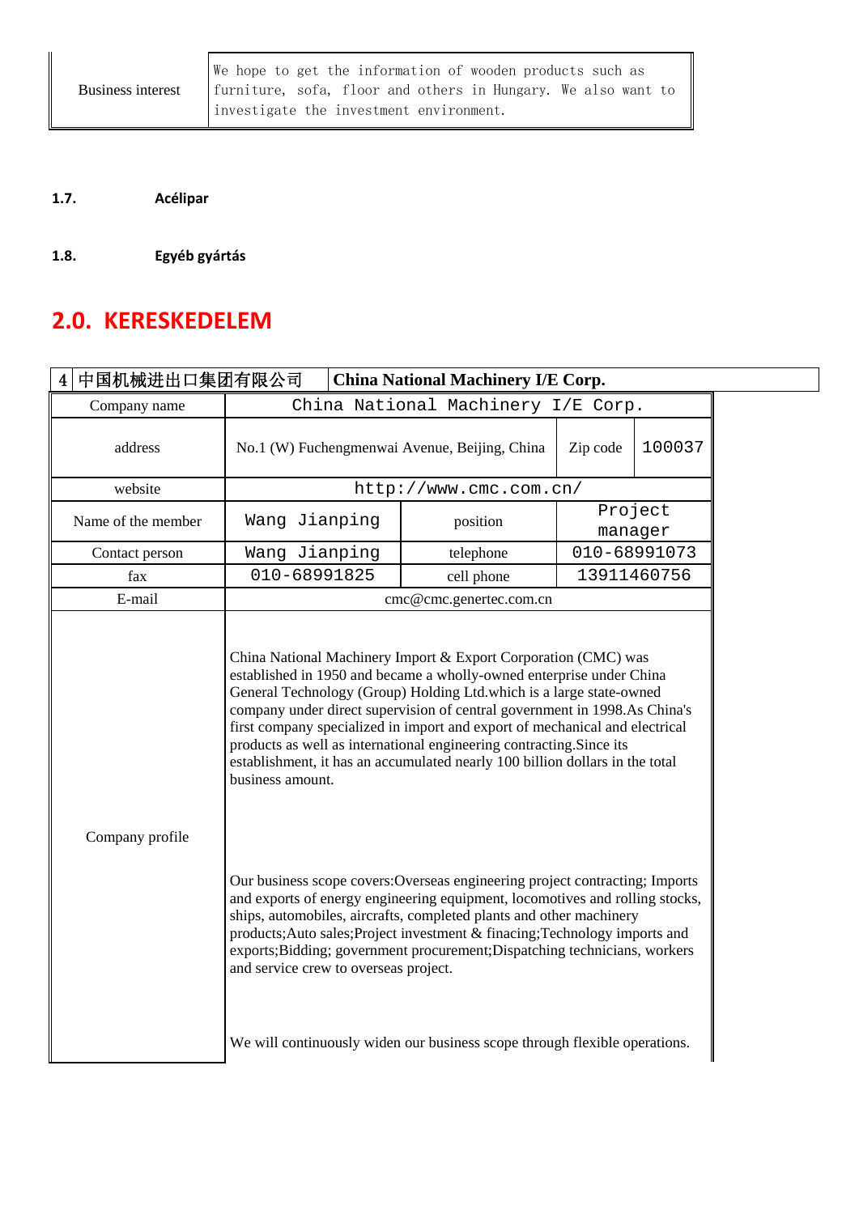| Business interest | We hope to get the information of wooden products such as furniture, sofa, floor and others in Hungary. We also want to investigate the investment environment. |
|---|---|

**1.7. Acélipar**

**1.8. Egyéb gyártás**

## 2.0. KERESKEDELEM

| 4 中国机械进出口集团有限公司 | **China National Machinery I/E Corp.** | | | |
|---|---|---|---|---|
| Company name | China National Machinery I/E Corp. | | | |
| address | No.1 (W) Fuchengmenwai Avenue, Beijing, China | | Zip code | 100037 |
| website | http://www.cmc.com.cn/ | | | |
| Name of the member | Wang Jianping | position | Project manager | |
| Contact person | Wang Jianping | telephone | 010-68991073 | |
| fax | 010-68991825 | cell phone | 13911460756 | |
| E-mail | cmc@cmc.genertec.com.cn | | | |
| Company profile | China National Machinery Import & Export Corporation (CMC) was established in 1950 and became a wholly-owned enterprise under China General Technology (Group) Holding Ltd.which is a large state-owned company under direct supervision of central government in 1998.As China's first company specialized in import and export of mechanical and electrical products as well as international engineering contracting.Since its establishment, it has an accumulated nearly 100 billion dollars in the total business amount.<br><br>Our business scope covers:Overseas engineering project contracting; Imports and exports of energy engineering equipment, locomotives and rolling stocks, ships, automobiles, aircrafts, completed plants and other machinery products;Auto sales;Project investment & finacing;Technology imports and exports;Bidding; government procurement;Dispatching technicians, workers and service crew to overseas project.<br><br>We will continuously widen our business scope through flexible operations. | | | |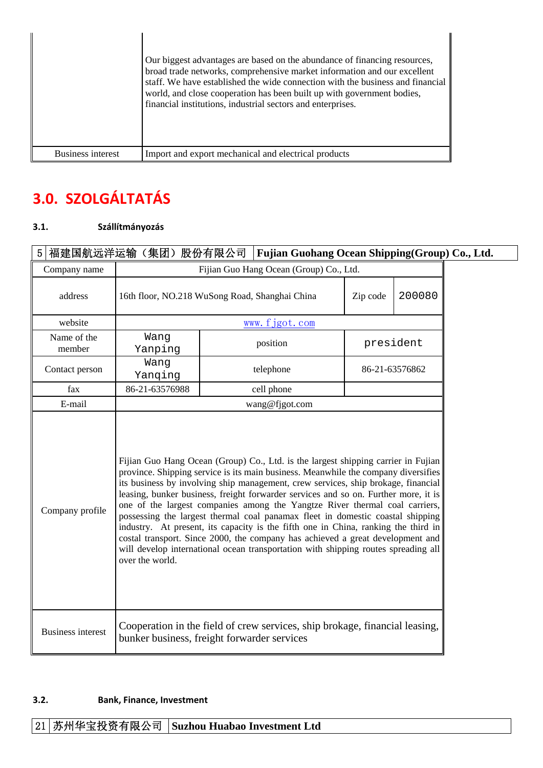| | |
|---|---|
| | Our biggest advantages are based on the abundance of financing resources, broad trade networks, comprehensive market information and our excellent staff. We have established the wide connection with the business and financial world, and close cooperation has been built up with government bodies, financial institutions, industrial sectors and enterprises. |
| Business interest | Import and export mechanical and electrical products |

# 3.0. SZOLGÁLTATÁS

### 3.1. Szállítmányozás

| 5 福建国航远洋运输（集团）股份有限公司 | Fujian Guohang Ocean Shipping(Group) Co., Ltd. | | |
|---|---|---|---|
| Company name | Fijian Guo Hang Ocean (Group) Co., Ltd. | | |
| address | 16th floor, NO.218 WuSong Road, Shanghai China | Zip code | 200080 |
| website | www.fjgot.com | | |
| Name of the member | Wang Yanping | position | president |
| Contact person | Wang Yanqing | telephone | 86-21-63576862 |
| fax | 86-21-63576988 | cell phone | |
| E-mail | wang@fjgot.com | | |
| Company profile | Fijian Guo Hang Ocean (Group) Co., Ltd. is the largest shipping carrier in Fujian province. Shipping service is its main business. Meanwhile the company diversifies its business by involving ship management, crew services, ship brokage, financial leasing, bunker business, freight forwarder services and so on. Further more, it is one of the largest companies among the Yangtze River thermal coal carriers, possessing the largest thermal coal panamax fleet in domestic coastal shipping industry. At present, its capacity is the fifth one in China, ranking the third in costal transport. Since 2000, the company has achieved a great development and will develop international ocean transportation with shipping routes spreading all over the world. | | |
| Business interest | Cooperation in the field of crew services, ship brokage, financial leasing, bunker business, freight forwarder services | | |

### 3.2. Bank, Finance, Investment

| 21 苏州华宝投资有限公司 | Suzhou Huabao Investment Ltd |
|---|---|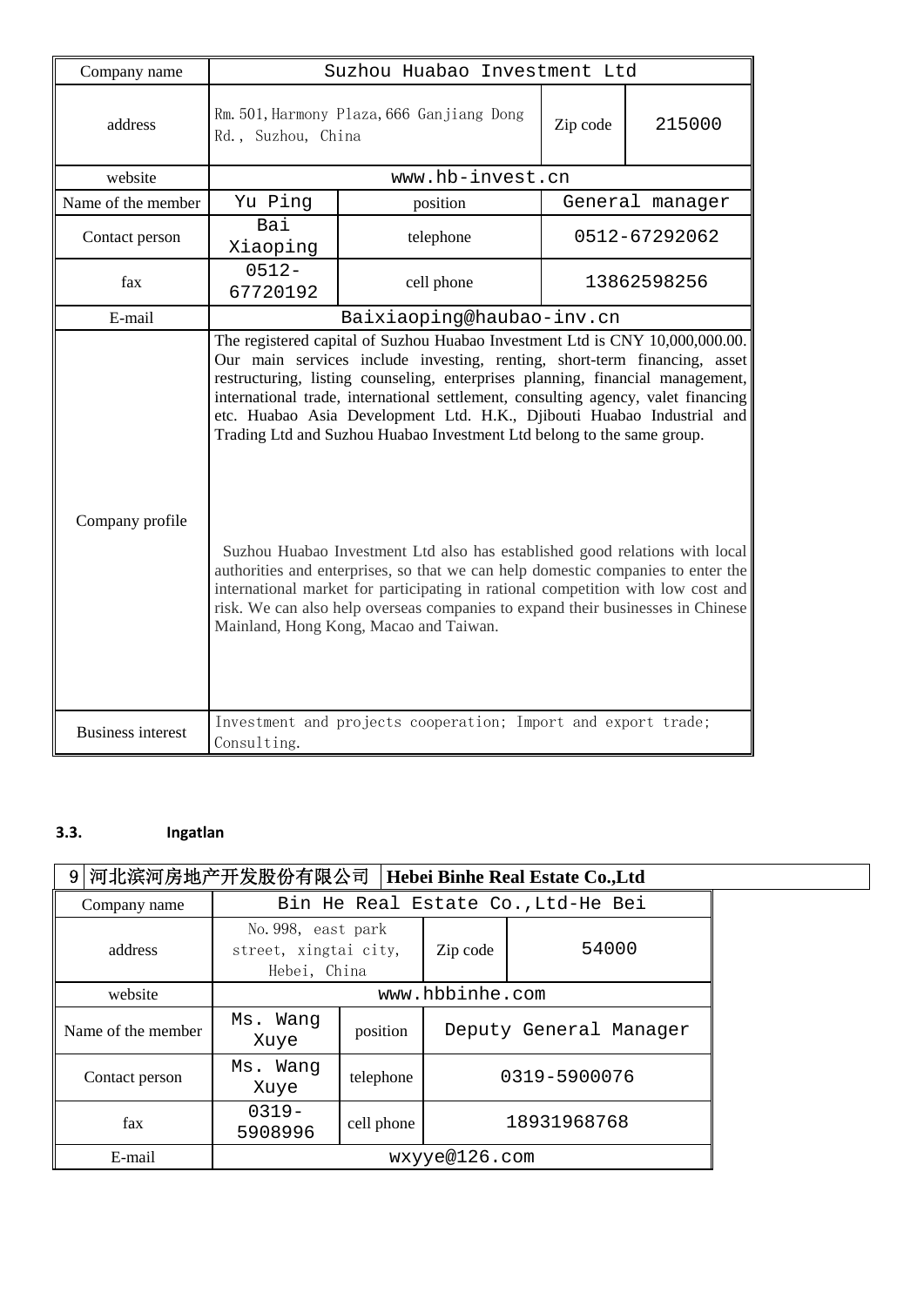| Company name | Suzhou Huabao Investment Ltd | | | |
|---|---|---|---|---|
| address | Rm.501,Harmony Plaza,666 Ganjiang Dong Rd., Suzhou, China | | Zip code | 215000 |
| website | www.hb-invest.cn | | | |
| Name of the member | Yu Ping | position | General manager | |
| Contact person | Bai Xiaoping | telephone | 0512-67292062 | |
| fax | 0512-67720192 | cell phone | 13862598256 | |
| E-mail | Baixiaoping@haubao-inv.cn | | | |
| Company profile | The registered capital of Suzhou Huabao Investment Ltd is CNY 10,000,000.00. Our main services include investing, renting, short-term financing, asset restructuring, listing counseling, enterprises planning, financial management, international trade, international settlement, consulting agency, valet financing etc. Huabao Asia Development Ltd. H.K., Djibouti Huabao Industrial and Trading Ltd and Suzhou Huabao Investment Ltd belong to the same group.<br><br>Suzhou Huabao Investment Ltd also has established good relations with local authorities and enterprises, so that we can help domestic companies to enter the international market for participating in rational competition with low cost and risk. We can also help overseas companies to expand their businesses in Chinese Mainland, Hong Kong, Macao and Taiwan. | | | |
| Business interest | Investment and projects cooperation; Import and export trade; Consulting. | | | |

### 3.3. Ingatlan

| 9 | 河北滨河房地产开发股份有限公司 | Hebei Binhe Real Estate Co.,Ltd |
|---|---|---|

| Company name | Bin He Real Estate Co.,Ltd-He Bei | | | |
|---|---|---|---|---|
| address | No.998, east park street, xingtai city, Hebei, China | | Zip code | 54000 |
| website | www.hbbinhe.com | | | |
| Name of the member | Ms. Wang Xuye | position | Deputy General Manager | |
| Contact person | Ms. Wang Xuye | telephone | 0319-5900076 | |
| fax | 0319-5908996 | cell phone | 18931968768 | |
| E-mail | wxyye@126.com | | | |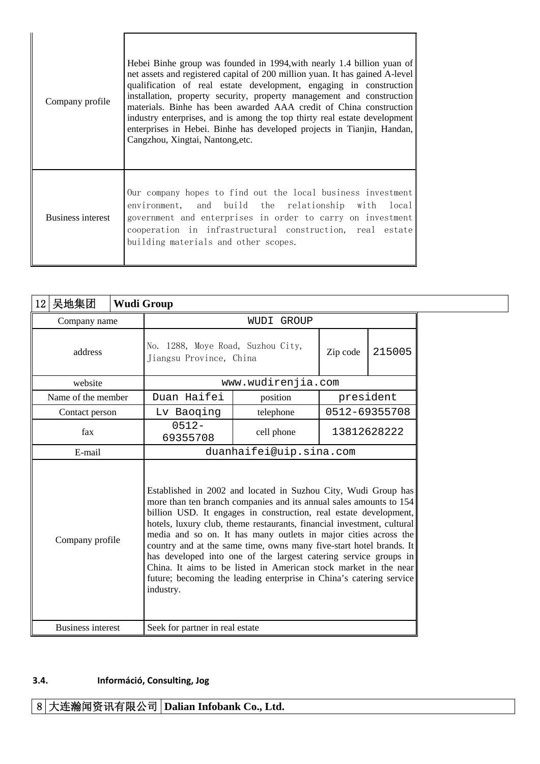| | |
|---|---|
| Company profile | Hebei Binhe group was founded in 1994,with nearly 1.4 billion yuan of net assets and registered capital of 200 million yuan. It has gained A-level qualification of real estate development, engaging in construction installation, property security, property management and construction materials. Binhe has been awarded AAA credit of China construction industry enterprises, and is among the top thirty real estate development enterprises in Hebei. Binhe has developed projects in Tianjin, Handan, Cangzhou, Xingtai, Nantong,etc. |
| Business interest | Our company hopes to find out the local business investment environment, and build the relationship with local government and enterprises in order to carry on investment cooperation in infrastructural construction, real estate building materials and other scopes. |

| 12 | 吴地集团 | **Wudi Group** |
|---|---|---|

| Company name | WUDI GROUP | | | |
|---|---|---|---|---|
| address | No. 1288, Moye Road, Suzhou City, Jiangsu Province, China | | Zip code | 215005 |
| website | www.wudirenjia.com | | | |
| Name of the member | Duan Haifei | position | president | |
| Contact person | Lv Baoqing | telephone | 0512-69355708 | |
| fax | 0512-69355708 | cell phone | 13812628222 | |
| E-mail | duanhaifei@uip.sina.com | | | |
| Company profile | Established in 2002 and located in Suzhou City, Wudi Group has more than ten branch companies and its annual sales amounts to 154 billion USD. It engages in construction, real estate development, hotels, luxury club, theme restaurants, financial investment, cultural media and so on. It has many outlets in major cities across the country and at the same time, owns many five-start hotel brands. It has developed into one of the largest catering service groups in China. It aims to be listed in American stock market in the near future; becoming the leading enterprise in China's catering service industry. | | | |
| Business interest | Seek for partner in real estate | | | |

### 3.4. Információ, Consulting, Jog

| 8 | 大连瀚闻资讯有限公司 | **Dalian Infobank Co., Ltd.** |
|---|---|---|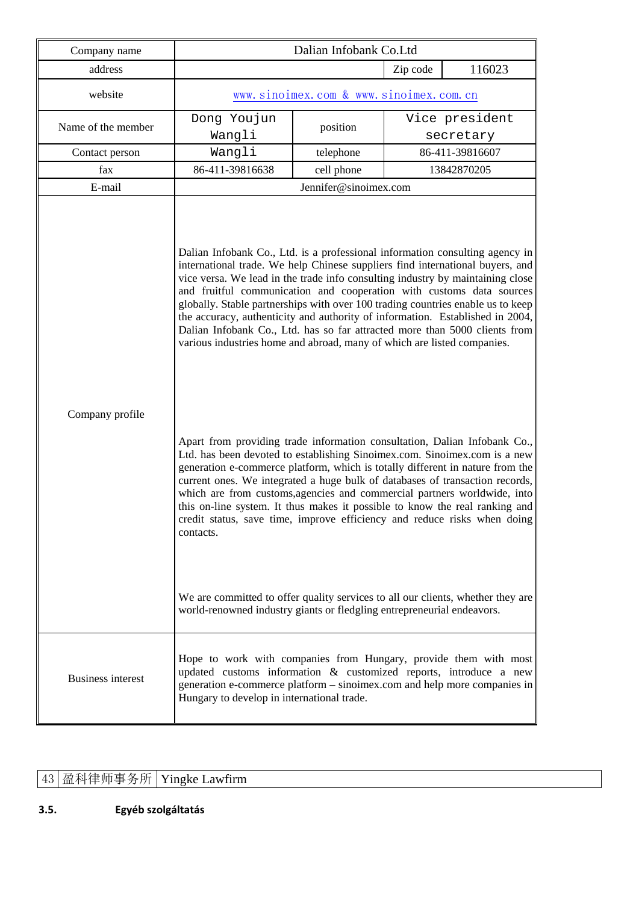| Company name | Dalian Infobank Co.Ltd | | |
|---|---|---|---|
| address | | Zip code | 116023 |
| website | www.sinoimex.com & www.sinoimex.com.cn | | |
| Name of the member | Dong Youjun Wangli | position | Vice president secretary |
| Contact person | Wangli | telephone | 86-411-39816607 |
| fax | 86-411-39816638 | cell phone | 13842870205 |
| E-mail | Jennifer@sinoimex.com | | |
| Company profile | Dalian Infobank Co., Ltd. is a professional information consulting agency in international trade. We help Chinese suppliers find international buyers, and vice versa. We lead in the trade info consulting industry by maintaining close and fruitful communication and cooperation with customs data sources globally. Stable partnerships with over 100 trading countries enable us to keep the accuracy, authenticity and authority of information. Established in 2004, Dalian Infobank Co., Ltd. has so far attracted more than 5000 clients from various industries home and abroad, many of which are listed companies.<br><br>Apart from providing trade information consultation, Dalian Infobank Co., Ltd. has been devoted to establishing Sinoimex.com. Sinoimex.com is a new generation e-commerce platform, which is totally different in nature from the current ones. We integrated a huge bulk of databases of transaction records, which are from customs,agencies and commercial partners worldwide, into this on-line system. It thus makes it possible to know the real ranking and credit status, save time, improve efficiency and reduce risks when doing contacts.<br><br>We are committed to offer quality services to all our clients, whether they are world-renowned industry giants or fledgling entrepreneurial endeavors. | | |
| Business interest | Hope to work with companies from Hungary, provide them with most updated customs information & customized reports, introduce a new generation e-commerce platform – sinoimex.com and help more companies in Hungary to develop in international trade. | | |

| 43 | 盈科律师事务所 | Yingke Lawfirm |
|---|---|---|

### 3.5. Egyéb szolgáltatás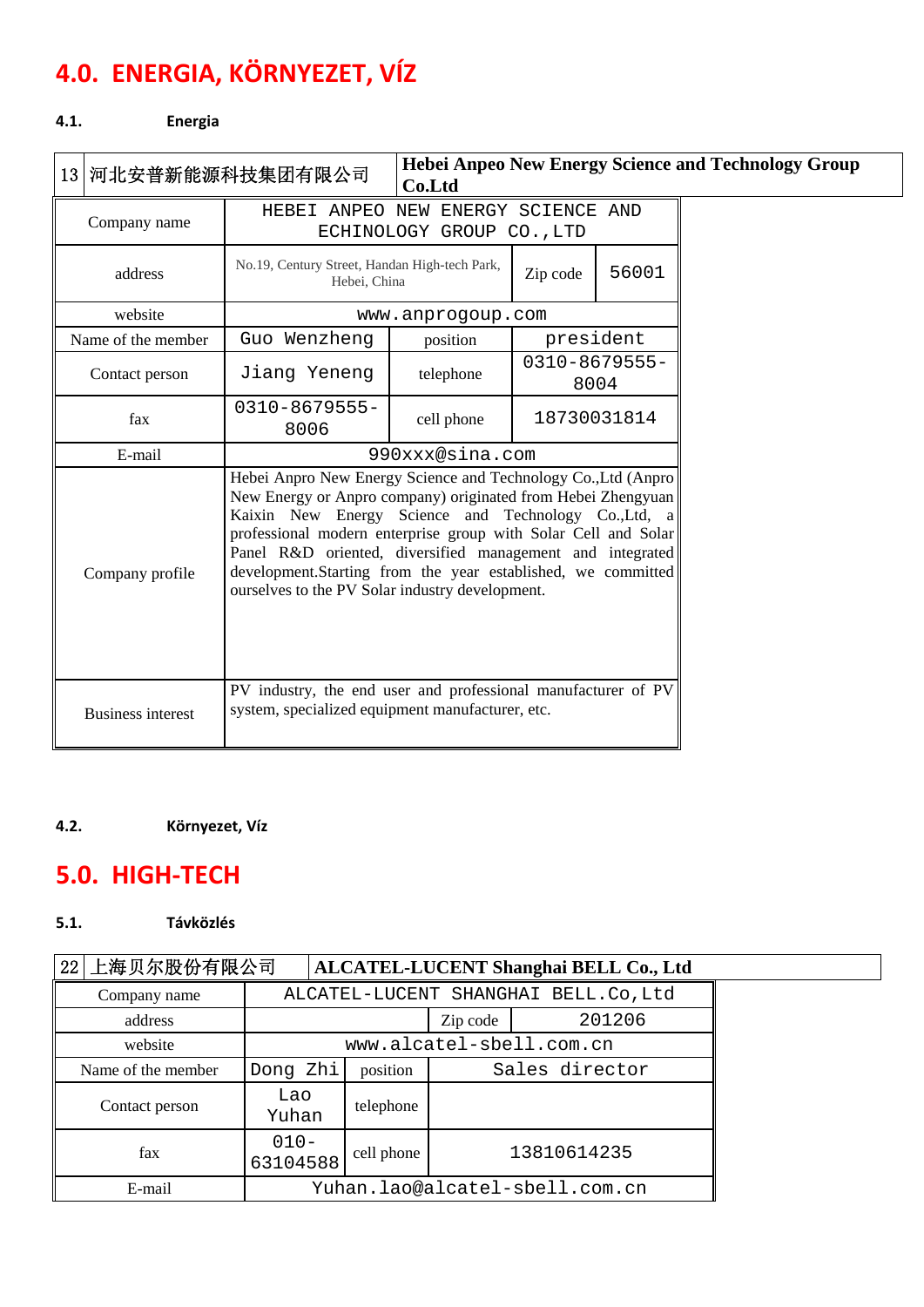# 4.0. ENERGIA, KÖRNYEZET, VÍZ

### 4.1. Energia

| 13 | 河北安普新能源科技集团有限公司 | Hebei Anpeo New Energy Science and Technology Group Co.Ltd | | | |
|---|---|---|---|---|---|
| Company name | HEBEI ANPEO NEW ENERGY SCIENCE AND ECHINOLOGY GROUP CO.,LTD | | | | |
| address | No.19, Century Street, Handan High-tech Park, Hebei, China | | Zip code | 56001 | |
| website | www.anprogoup.com | | | | |
| Name of the member | Guo Wenzheng | position | president | | |
| Contact person | Jiang Yeneng | telephone | 0310-8679555-8004 | | |
| fax | 0310-8679555-8006 | cell phone | 18730031814 | | |
| E-mail | 990xxx@sina.com | | | | |
| Company profile | Hebei Anpro New Energy Science and Technology Co.,Ltd (Anpro New Energy or Anpro company) originated from Hebei Zhengyuan Kaixin New Energy Science and Technology Co.,Ltd, a professional modern enterprise group with Solar Cell and Solar Panel R&D oriented, diversified management and integrated development.Starting from the year established, we committed ourselves to the PV Solar industry development. | | | | |
| Business interest | PV industry, the end user and professional manufacturer of PV system, specialized equipment manufacturer, etc. | | | | |

### 4.2. Környezet, Víz

# 5.0. HIGH-TECH

### 5.1. Távközlés

| 22 | 上海贝尔股份有限公司 | ALCATEL-LUCENT Shanghai BELL Co., Ltd | | |
|---|---|---|---|---|
| Company name | ALCATEL-LUCENT SHANGHAI BELL.Co,Ltd | | | |
| address | | | Zip code | 201206 |
| website | www.alcatel-sbell.com.cn | | | |
| Name of the member | Dong Zhi | position | Sales director | |
| Contact person | Lao Yuhan | telephone | | |
| fax | 010-63104588 | cell phone | 13810614235 | |
| E-mail | Yuhan.lao@alcatel-sbell.com.cn | | | |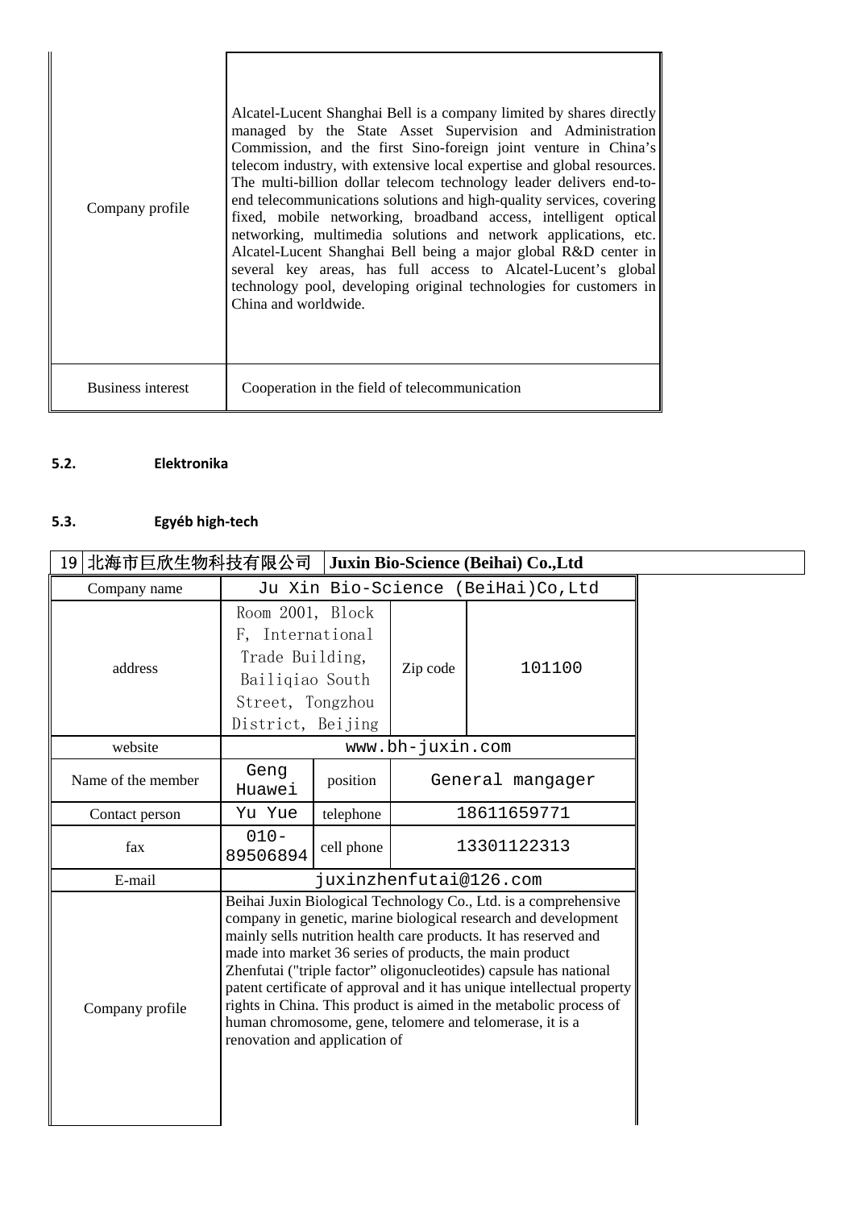| Company profile | Alcatel-Lucent Shanghai Bell is a company limited by shares directly managed by the State Asset Supervision and Administration Commission, and the first Sino-foreign joint venture in China's telecom industry, with extensive local expertise and global resources. The multi-billion dollar telecom technology leader delivers end-to-end telecommunications solutions and high-quality services, covering fixed, mobile networking, broadband access, intelligent optical networking, multimedia solutions and network applications, etc. Alcatel-Lucent Shanghai Bell being a major global R&D center in several key areas, has full access to Alcatel-Lucent's global technology pool, developing original technologies for customers in China and worldwide. |
|---|---|
| Business interest | Cooperation in the field of telecommunication |

**5.2. Elektronika**

**5.3. Egyéb high-tech**

| 19 北海市巨欣生物科技有限公司 | **Juxin Bio-Science (Beihai) Co.,Ltd** | | |
|---|---|---|---|
| Company name | Ju Xin Bio-Science (BeiHai)Co,Ltd | | |
| address | Room 2001, Block F, International Trade Building, Bailiqiao South Street, Tongzhou District, Beijing | Zip code | 101100 |
| website | www.bh-juxin.com | | |
| Name of the member | Geng Huawei | position | General mangager |
| Contact person | Yu Yue | telephone | 18611659771 |
| fax | 010-89506894 | cell phone | 13301122313 |
| E-mail | juxinzhenfutai@126.com | | |
| Company profile | Beihai Juxin Biological Technology Co., Ltd. is a comprehensive company in genetic, marine biological research and development mainly sells nutrition health care products. It has reserved and made into market 36 series of products, the main product Zhenfutai ("triple factor" oligonucleotides) capsule has national patent certificate of approval and it has unique intellectual property rights in China. This product is aimed in the metabolic process of human chromosome, gene, telomere and telomerase, it is a renovation and application of | | |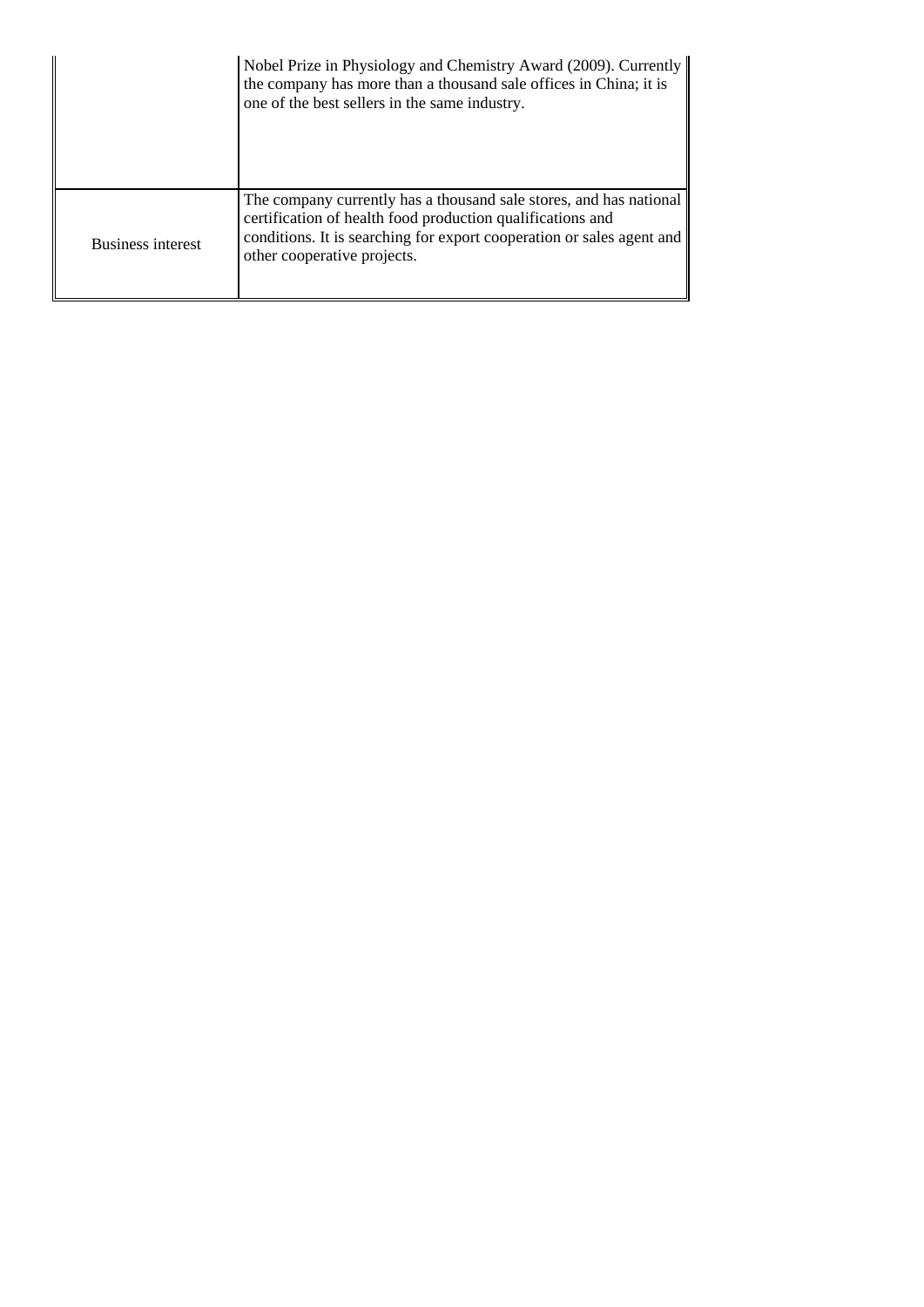| | |
|---|---|
| | Nobel Prize in Physiology and Chemistry Award (2009). Currently the company has more than a thousand sale offices in China; it is one of the best sellers in the same industry. |
| Business interest | The company currently has a thousand sale stores, and has national certification of health food production qualifications and conditions. It is searching for export cooperation or sales agent and other cooperative projects. |